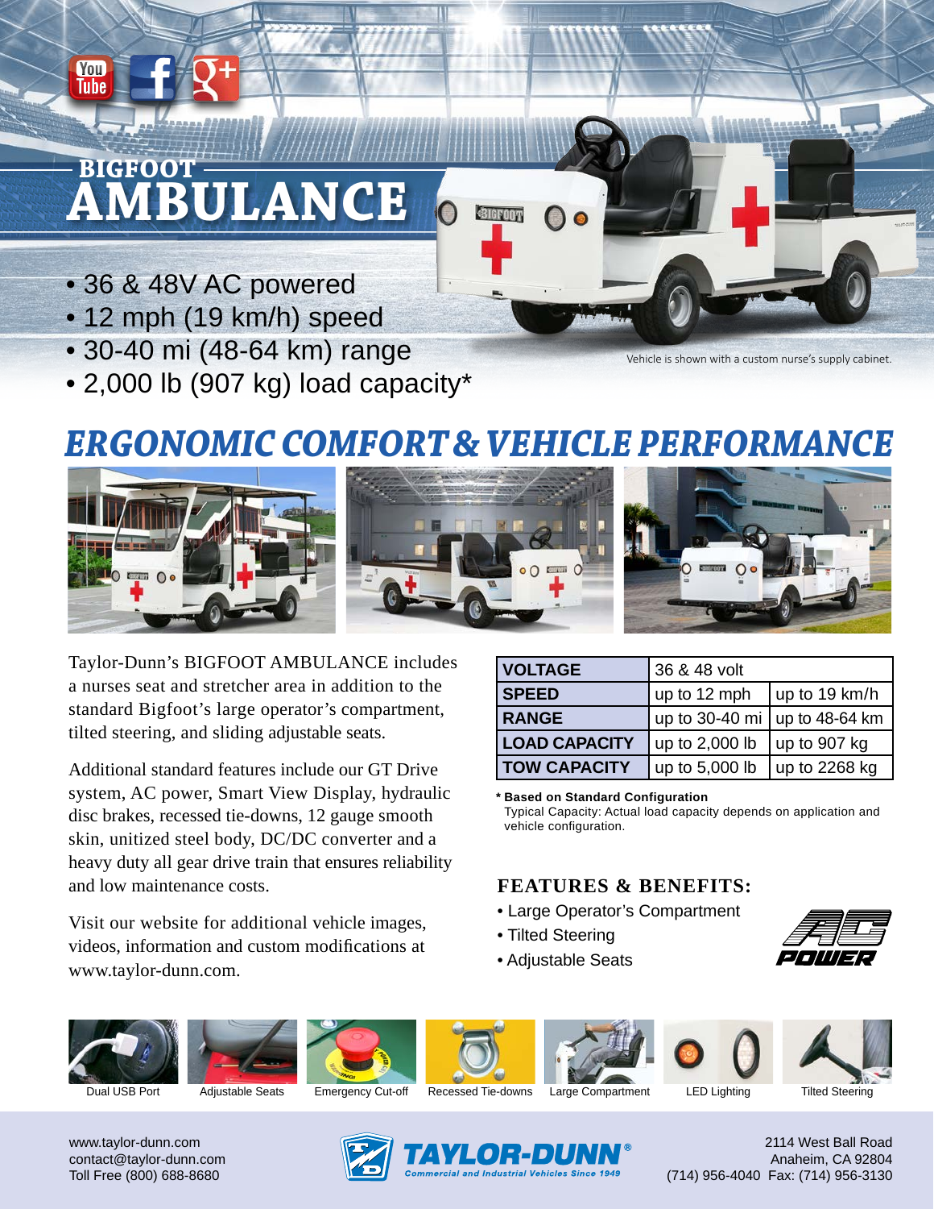# BIGFOOT AMBULANCE

- 36 & 48V AC powered
- 12 mph (19 km/h) speed
- 30-40 mi (48-64 km) range
- 2,000 lb (907 kg) load capacity*

Vehicle is shown with a custom nurse's supply cabinet.

## *ERGONOMIC COMFORT & VEHICLE PERFORMANCE*

Taylor-Dunn's BIGFOOT AMBULANCE includes a nurses seat and stretcher area in addition to the standard Bigfoot's large operator's compartment, tilted steering, and sliding adjustable seats.

Additional standard features include our GT Drive system, AC power, Smart View Display, hydraulic disc brakes, recessed tie-downs, 12 gauge smooth skin, unitized steel body, DC/DC converter and a heavy duty all gear drive train that ensures reliability and low maintenance costs.

Visit our website for additional vehicle images, videos, information and custom modifications at www.taylor-dunn.com.

| VOLTAGE | 36 & 48 volt | |
|---|---|---|
| SPEED | up to 12 mph | up to 19 km/h |
| RANGE | up to 30-40 mi | up to 48-64 km |
| LOAD CAPACITY | up to 2,000 lb | up to 907 kg |
| TOW CAPACITY | up to 5,000 lb | up to 2268 kg |

**\* Based on Standard Configuration**
Typical Capacity: Actual load capacity depends on application and vehicle configuration.

### FEATURES & BENEFITS:

- Large Operator's Compartment
- Tilted Steering
- Adjustable Seats

AC POWER

Dual USB Port | Adjustable Seats | Emergency Cut-off | Recessed Tie-downs | Large Compartment | LED Lighting | Tilted Steering

www.taylor-dunn.com
contact@taylor-dunn.com
Toll Free (800) 688-8680

TAYLOR-DUNN®
Commercial and Industrial Vehicles Since 1949

2114 West Ball Road
Anaheim, CA 92804
(714) 956-4040 Fax: (714) 956-3130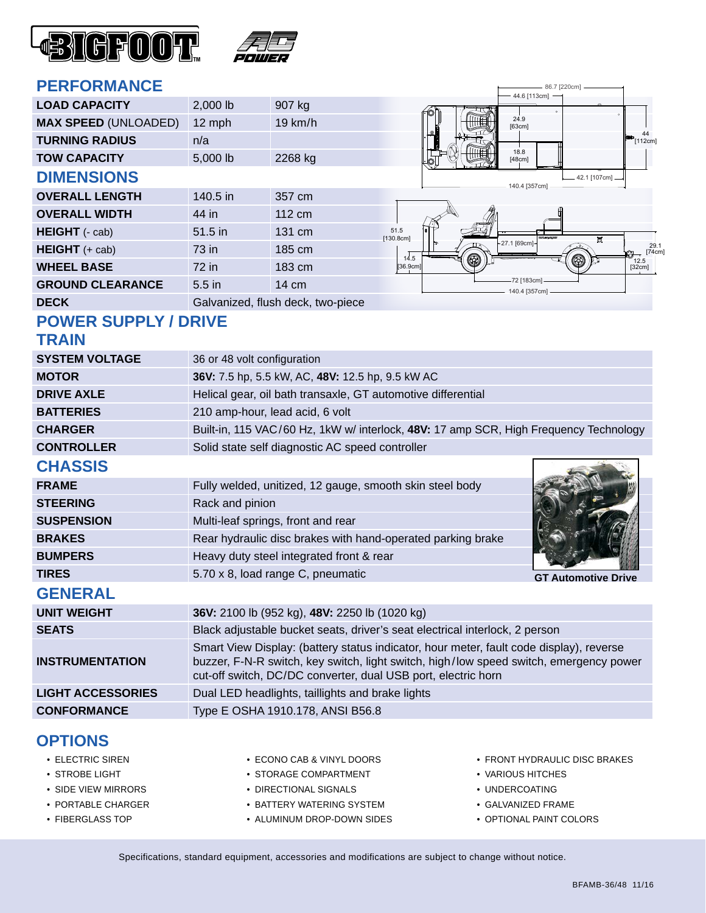# BIGFOOT AC POWER

## PERFORMANCE

| | | |
|---|---|---|
| LOAD CAPACITY | 2,000 lb | 907 kg |
| MAX SPEED (UNLOADED) | 12 mph | 19 km/h |
| TURNING RADIUS | n/a | |
| TOW CAPACITY | 5,000 lb | 2268 kg |

## DIMENSIONS

| | | |
|---|---|---|
| OVERALL LENGTH | 140.5 in | 357 cm |
| OVERALL WIDTH | 44 in | 112 cm |
| HEIGHT (- cab) | 51.5 in | 131 cm |
| HEIGHT (+ cab) | 73 in | 185 cm |
| WHEEL BASE | 72 in | 183 cm |
| GROUND CLEARANCE | 5.5 in | 14 cm |
| DECK | Galvanized, flush deck, two-piece | |

86.7 [220cm]
44.6 [113cm]
24.9 [63cm]
18.8 [48cm]
44 [112cm]
42.1 [107cm]
140.4 [357cm]
51.5 [130.8cm]
27.1 [69cm]
29.1 [74cm]
14.5 [36.9cm]
12.5 [32cm]
72 [183cm]
140.4 [357cm]

## POWER SUPPLY / DRIVE TRAIN

| | |
|---|---|
| SYSTEM VOLTAGE | 36 or 48 volt configuration |
| MOTOR | **36V:** 7.5 hp, 5.5 kW, AC, **48V:** 12.5 hp, 9.5 kW AC |
| DRIVE AXLE | Helical gear, oil bath transaxle, GT automotive differential |
| BATTERIES | 210 amp-hour, lead acid, 6 volt |
| CHARGER | Built-in, 115 VAC/60 Hz, 1kW w/ interlock, **48V:** 17 amp SCR, High Frequency Technology |
| CONTROLLER | Solid state self diagnostic AC speed controller |

## CHASSIS

| | |
|---|---|
| FRAME | Fully welded, unitized, 12 gauge, smooth skin steel body |
| STEERING | Rack and pinion |
| SUSPENSION | Multi-leaf springs, front and rear |
| BRAKES | Rear hydraulic disc brakes with hand-operated parking brake |
| BUMPERS | Heavy duty steel integrated front & rear |
| TIRES | 5.70 x 8, load range C, pneumatic |

GT Automotive Drive

## GENERAL

| | |
|---|---|
| UNIT WEIGHT | **36V:** 2100 lb (952 kg), **48V:** 2250 lb (1020 kg) |
| SEATS | Black adjustable bucket seats, driver's seat electrical interlock, 2 person |
| INSTRUMENTATION | Smart View Display: (battery status indicator, hour meter, fault code display), reverse buzzer, F-N-R switch, key switch, light switch, high/low speed switch, emergency power cut-off switch, DC/DC converter, dual USB port, electric horn |
| LIGHT ACCESSORIES | Dual LED headlights, taillights and brake lights |
| CONFORMANCE | Type E OSHA 1910.178, ANSI B56.8 |

## OPTIONS

- ELECTRIC SIREN
- STROBE LIGHT
- SIDE VIEW MIRRORS
- PORTABLE CHARGER
- FIBERGLASS TOP
- ECONO CAB & VINYL DOORS
- STORAGE COMPARTMENT
- DIRECTIONAL SIGNALS
- BATTERY WATERING SYSTEM
- ALUMINUM DROP-DOWN SIDES
- FRONT HYDRAULIC DISC BRAKES
- VARIOUS HITCHES
- UNDERCOATING
- GALVANIZED FRAME
- OPTIONAL PAINT COLORS

Specifications, standard equipment, accessories and modifications are subject to change without notice.

BFAMB-36/48 11/16